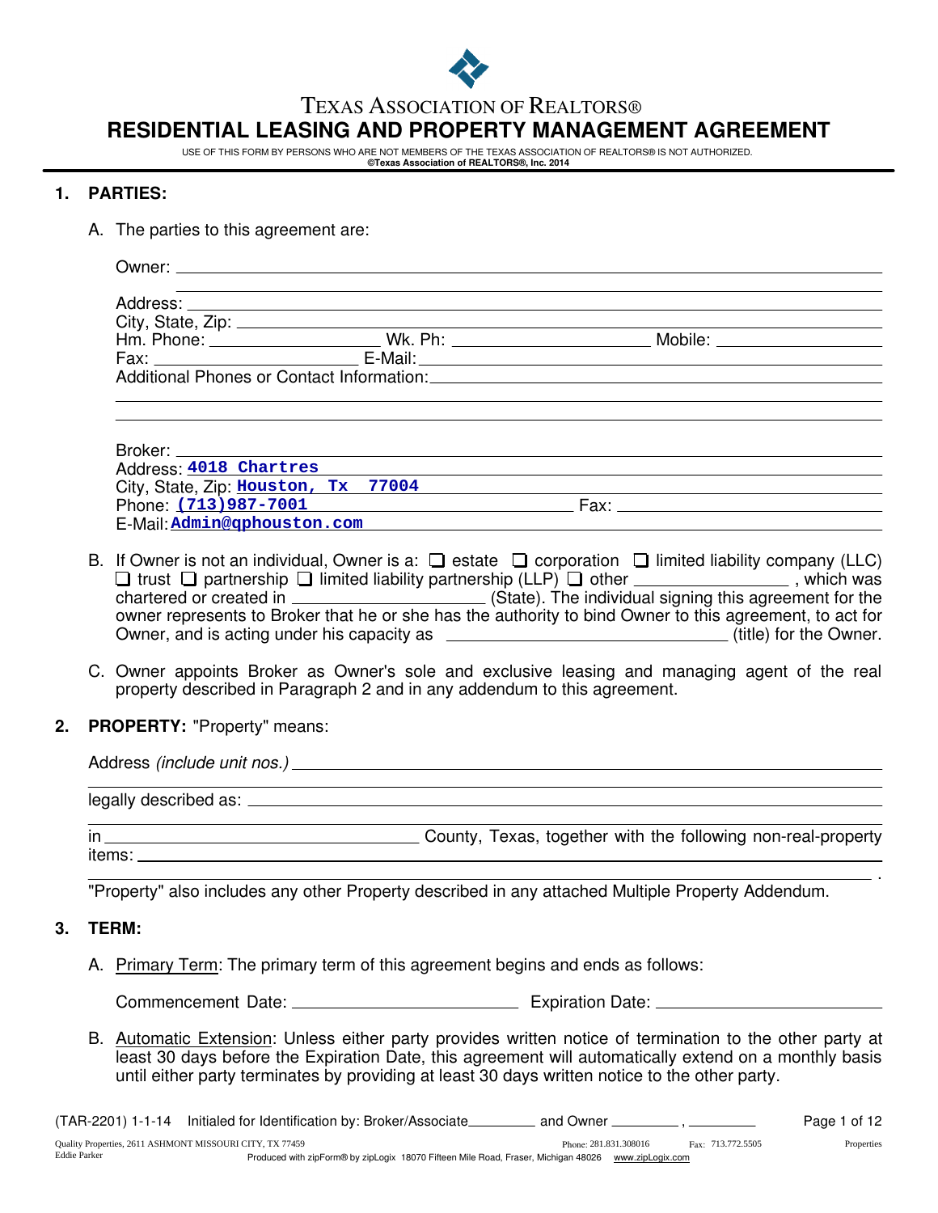TEXAS ASSOCIATION OF REALTORS®

# RESIDENTIAL LEASING AND PROPERTY MANAGEMENT AGREEMENT

USE OF THIS FORM BY PERSONS WHO ARE NOT MEMBERS OF THE TEXAS ASSOCIATION OF REALTORS® IS NOT AUTHORIZED.
**©Texas Association of REALTORS®, Inc. 2014**

## 1. PARTIES:

A. The parties to this agreement are:

Owner: ______________________________

Address: ______________________________
City, State, Zip: ______________________________
Hm. Phone: ____________ Wk. Ph: ____________ Mobile: ____________
Fax: ____________ E-Mail: ____________
Additional Phones or Contact Information: ______________________________

Broker: ______________________________
Address: **4018 Chartres**
City, State, Zip: **Houston, Tx 77004**
Phone: **(713)987-7001** Fax: ____________
E-Mail: **Admin@qphouston.com**

B. If Owner is not an individual, Owner is a: ❑ estate ❑ corporation ❑ limited liability company (LLC) ❑ trust ❑ partnership ❑ limited liability partnership (LLP) ❑ other ____________, which was chartered or created in ____________ (State). The individual signing this agreement for the owner represents to Broker that he or she has the authority to bind Owner to this agreement, to act for Owner, and is acting under his capacity as ____________ (title) for the Owner.

C. Owner appoints Broker as Owner's sole and exclusive leasing and managing agent of the real property described in Paragraph 2 and in any addendum to this agreement.

## 2. PROPERTY: "Property" means:

Address *(include unit nos.)* ______________________________

legally described as: ______________________________

in ____________ County, Texas, together with the following non-real-property items: ______________________________.

"Property" also includes any other Property described in any attached Multiple Property Addendum.

## 3. TERM:

A. Primary Term: The primary term of this agreement begins and ends as follows:

Commencement Date: ____________ Expiration Date: ____________

B. Automatic Extension: Unless either party provides written notice of termination to the other party at least 30 days before the Expiration Date, this agreement will automatically extend on a monthly basis until either party terminates by providing at least 30 days written notice to the other party.

(TAR-2201) 1-1-14 Initialed for Identification by: Broker/Associate ________ and Owner ________, ________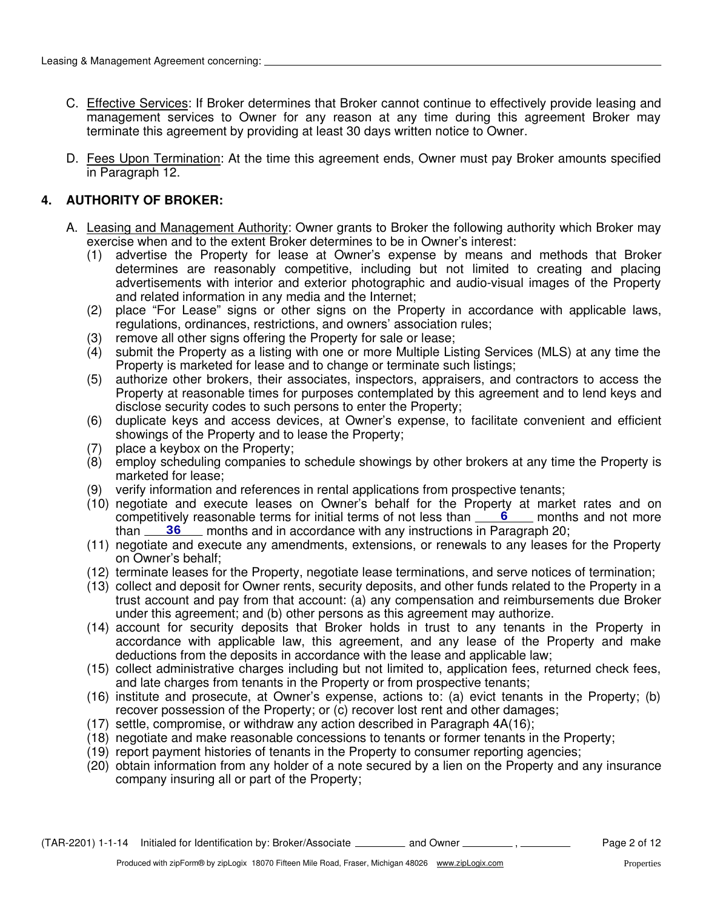C. Effective Services: If Broker determines that Broker cannot continue to effectively provide leasing and management services to Owner for any reason at any time during this agreement Broker may terminate this agreement by providing at least 30 days written notice to Owner.

D. Fees Upon Termination: At the time this agreement ends, Owner must pay Broker amounts specified in Paragraph 12.

## 4. AUTHORITY OF BROKER:

A. Leasing and Management Authority: Owner grants to Broker the following authority which Broker may exercise when and to the extent Broker determines to be in Owner's interest:

(1) advertise the Property for lease at Owner's expense by means and methods that Broker determines are reasonably competitive, including but not limited to creating and placing advertisements with interior and exterior photographic and audio-visual images of the Property and related information in any media and the Internet;

(2) place "For Lease" signs or other signs on the Property in accordance with applicable laws, regulations, ordinances, restrictions, and owners' association rules;

(3) remove all other signs offering the Property for sale or lease;

(4) submit the Property as a listing with one or more Multiple Listing Services (MLS) at any time the Property is marketed for lease and to change or terminate such listings;

(5) authorize other brokers, their associates, inspectors, appraisers, and contractors to access the Property at reasonable times for purposes contemplated by this agreement and to lend keys and disclose security codes to such persons to enter the Property;

(6) duplicate keys and access devices, at Owner's expense, to facilitate convenient and efficient showings of the Property and to lease the Property;

(7) place a keybox on the Property;

(8) employ scheduling companies to schedule showings by other brokers at any time the Property is marketed for lease;

(9) verify information and references in rental applications from prospective tenants;

(10) negotiate and execute leases on Owner's behalf for the Property at market rates and on competitively reasonable terms for initial terms of not less than **6** months and not more than **36** months and in accordance with any instructions in Paragraph 20;

(11) negotiate and execute any amendments, extensions, or renewals to any leases for the Property on Owner's behalf;

(12) terminate leases for the Property, negotiate lease terminations, and serve notices of termination;

(13) collect and deposit for Owner rents, security deposits, and other funds related to the Property in a trust account and pay from that account: (a) any compensation and reimbursements due Broker under this agreement; and (b) other persons as this agreement may authorize.

(14) account for security deposits that Broker holds in trust to any tenants in the Property in accordance with applicable law, this agreement, and any lease of the Property and make deductions from the deposits in accordance with the lease and applicable law;

(15) collect administrative charges including but not limited to, application fees, returned check fees, and late charges from tenants in the Property or from prospective tenants;

(16) institute and prosecute, at Owner's expense, actions to: (a) evict tenants in the Property; (b) recover possession of the Property; or (c) recover lost rent and other damages;

(17) settle, compromise, or withdraw any action described in Paragraph 4A(16);

(18) negotiate and make reasonable concessions to tenants or former tenants in the Property;

(19) report payment histories of tenants in the Property to consumer reporting agencies;

(20) obtain information from any holder of a note secured by a lien on the Property and any insurance company insuring all or part of the Property;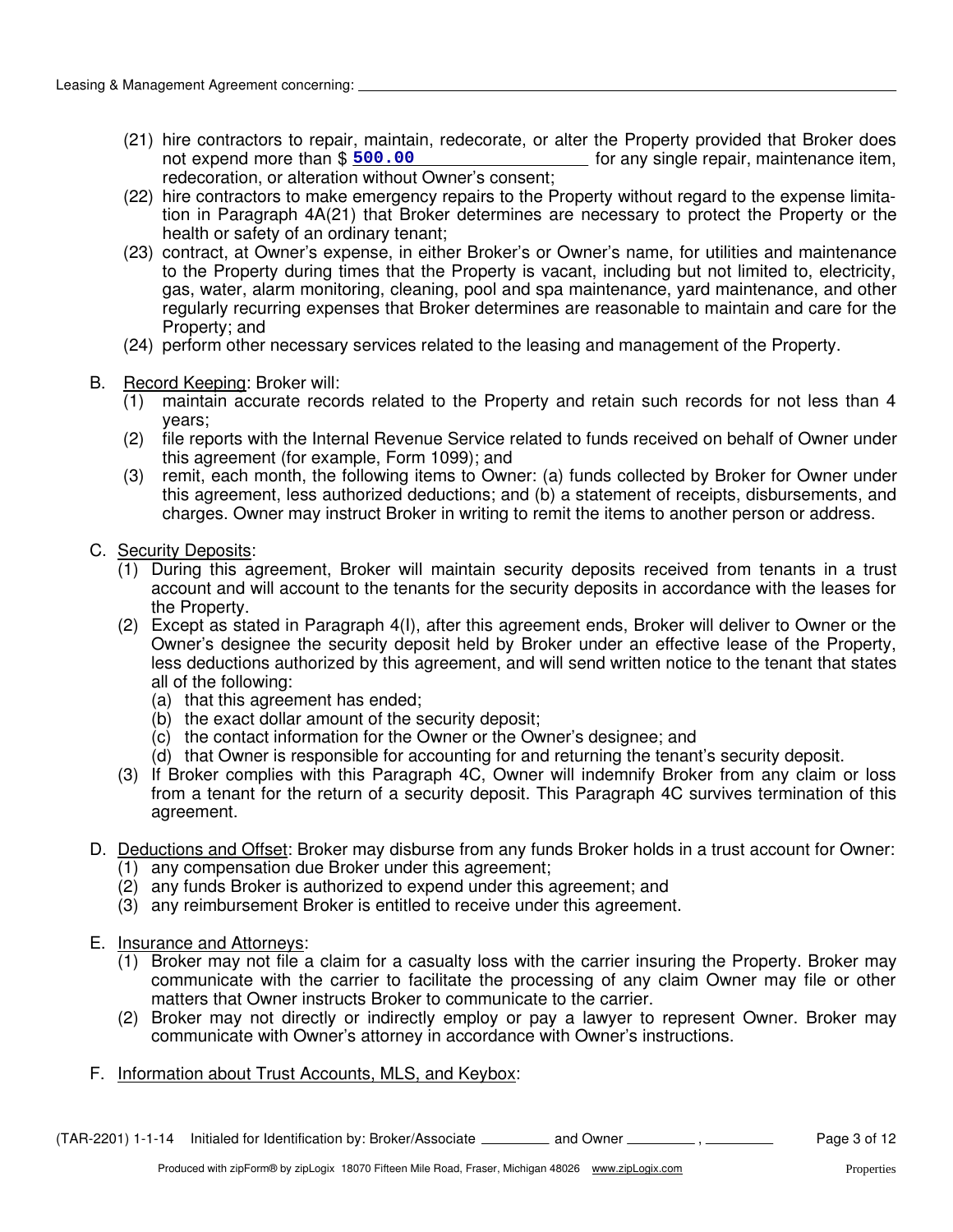(21) hire contractors to repair, maintain, redecorate, or alter the Property provided that Broker does not expend more than $ **500.00** for any single repair, maintenance item, redecoration, or alteration without Owner's consent;

(22) hire contractors to make emergency repairs to the Property without regard to the expense limitation in Paragraph 4A(21) that Broker determines are necessary to protect the Property or the health or safety of an ordinary tenant;

(23) contract, at Owner's expense, in either Broker's or Owner's name, for utilities and maintenance to the Property during times that the Property is vacant, including but not limited to, electricity, gas, water, alarm monitoring, cleaning, pool and spa maintenance, yard maintenance, and other regularly recurring expenses that Broker determines are reasonable to maintain and care for the Property; and

(24) perform other necessary services related to the leasing and management of the Property.

B. <u>Record Keeping</u>: Broker will:

(1) maintain accurate records related to the Property and retain such records for not less than 4 years;

(2) file reports with the Internal Revenue Service related to funds received on behalf of Owner under this agreement (for example, Form 1099); and

(3) remit, each month, the following items to Owner: (a) funds collected by Broker for Owner under this agreement, less authorized deductions; and (b) a statement of receipts, disbursements, and charges. Owner may instruct Broker in writing to remit the items to another person or address.

C. <u>Security Deposits</u>:

(1) During this agreement, Broker will maintain security deposits received from tenants in a trust account and will account to the tenants for the security deposits in accordance with the leases for the Property.

(2) Except as stated in Paragraph 4(I), after this agreement ends, Broker will deliver to Owner or the Owner's designee the security deposit held by Broker under an effective lease of the Property, less deductions authorized by this agreement, and will send written notice to the tenant that states all of the following:

(a) that this agreement has ended;
(b) the exact dollar amount of the security deposit;
(c) the contact information for the Owner or the Owner's designee; and
(d) that Owner is responsible for accounting for and returning the tenant's security deposit.

(3) If Broker complies with this Paragraph 4C, Owner will indemnify Broker from any claim or loss from a tenant for the return of a security deposit. This Paragraph 4C survives termination of this agreement.

D. <u>Deductions and Offset</u>: Broker may disburse from any funds Broker holds in a trust account for Owner:

(1) any compensation due Broker under this agreement;
(2) any funds Broker is authorized to expend under this agreement; and
(3) any reimbursement Broker is entitled to receive under this agreement.

E. <u>Insurance and Attorneys</u>:

(1) Broker may not file a claim for a casualty loss with the carrier insuring the Property. Broker may communicate with the carrier to facilitate the processing of any claim Owner may file or other matters that Owner instructs Broker to communicate to the carrier.

(2) Broker may not directly or indirectly employ or pay a lawyer to represent Owner. Broker may communicate with Owner's attorney in accordance with Owner's instructions.

F. <u>Information about Trust Accounts, MLS, and Keybox</u>: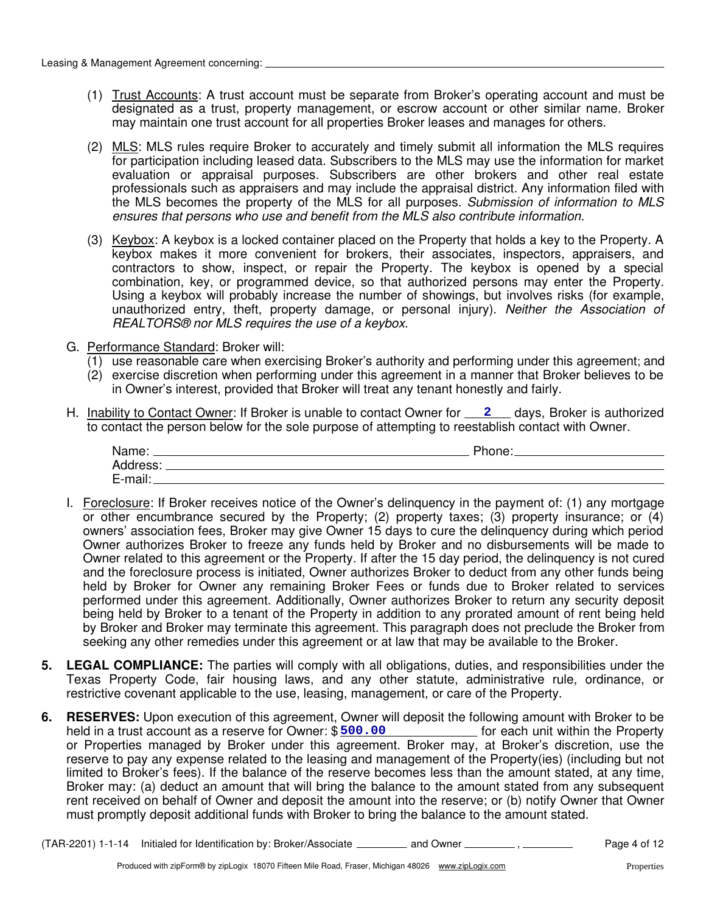(1) Trust Accounts: A trust account must be separate from Broker's operating account and must be designated as a trust, property management, or escrow account or other similar name. Broker may maintain one trust account for all properties Broker leases and manages for others.

(2) MLS: MLS rules require Broker to accurately and timely submit all information the MLS requires for participation including leased data. Subscribers to the MLS may use the information for market evaluation or appraisal purposes. Subscribers are other brokers and other real estate professionals such as appraisers and may include the appraisal district. Any information filed with the MLS becomes the property of the MLS for all purposes. *Submission of information to MLS ensures that persons who use and benefit from the MLS also contribute information.*

(3) Keybox: A keybox is a locked container placed on the Property that holds a key to the Property. A keybox makes it more convenient for brokers, their associates, inspectors, appraisers, and contractors to show, inspect, or repair the Property. The keybox is opened by a special combination, key, or programmed device, so that authorized persons may enter the Property. Using a keybox will probably increase the number of showings, but involves risks (for example, unauthorized entry, theft, property damage, or personal injury). *Neither the Association of REALTORS® nor MLS requires the use of a keybox.*

G. Performance Standard: Broker will:
   (1) use reasonable care when exercising Broker's authority and performing under this agreement; and
   (2) exercise discretion when performing under this agreement in a manner that Broker believes to be in Owner's interest, provided that Broker will treat any tenant honestly and fairly.

H. Inability to Contact Owner: If Broker is unable to contact Owner for **2** days, Broker is authorized to contact the person below for the sole purpose of attempting to reestablish contact with Owner.

   Name: ______________________ Phone: ______________________
   Address: ______________________
   E-mail: ______________________

I. Foreclosure: If Broker receives notice of the Owner's delinquency in the payment of: (1) any mortgage or other encumbrance secured by the Property; (2) property taxes; (3) property insurance; or (4) owners' association fees, Broker may give Owner 15 days to cure the delinquency during which period Owner authorizes Broker to freeze any funds held by Broker and no disbursements will be made to Owner related to this agreement or the Property. If after the 15 day period, the delinquency is not cured and the foreclosure process is initiated, Owner authorizes Broker to deduct from any other funds being held by Broker for Owner any remaining Broker Fees or funds due to Broker related to services performed under this agreement. Additionally, Owner authorizes Broker to return any security deposit being held by Broker to a tenant of the Property in addition to any prorated amount of rent being held by Broker and Broker may terminate this agreement. This paragraph does not preclude the Broker from seeking any other remedies under this agreement or at law that may be available to the Broker.

**5. LEGAL COMPLIANCE:** The parties will comply with all obligations, duties, and responsibilities under the Texas Property Code, fair housing laws, and any other statute, administrative rule, ordinance, or restrictive covenant applicable to the use, leasing, management, or care of the Property.

**6. RESERVES:** Upon execution of this agreement, Owner will deposit the following amount with Broker to be held in a trust account as a reserve for Owner: $ **500.00** for each unit within the Property or Properties managed by Broker under this agreement. Broker may, at Broker's discretion, use the reserve to pay any expense related to the leasing and management of the Property(ies) (including but not limited to Broker's fees). If the balance of the reserve becomes less than the amount stated, at any time, Broker may: (a) deduct an amount that will bring the balance to the amount stated from any subsequent rent received on behalf of Owner and deposit the amount into the reserve; or (b) notify Owner that Owner must promptly deposit additional funds with Broker to bring the balance to the amount stated.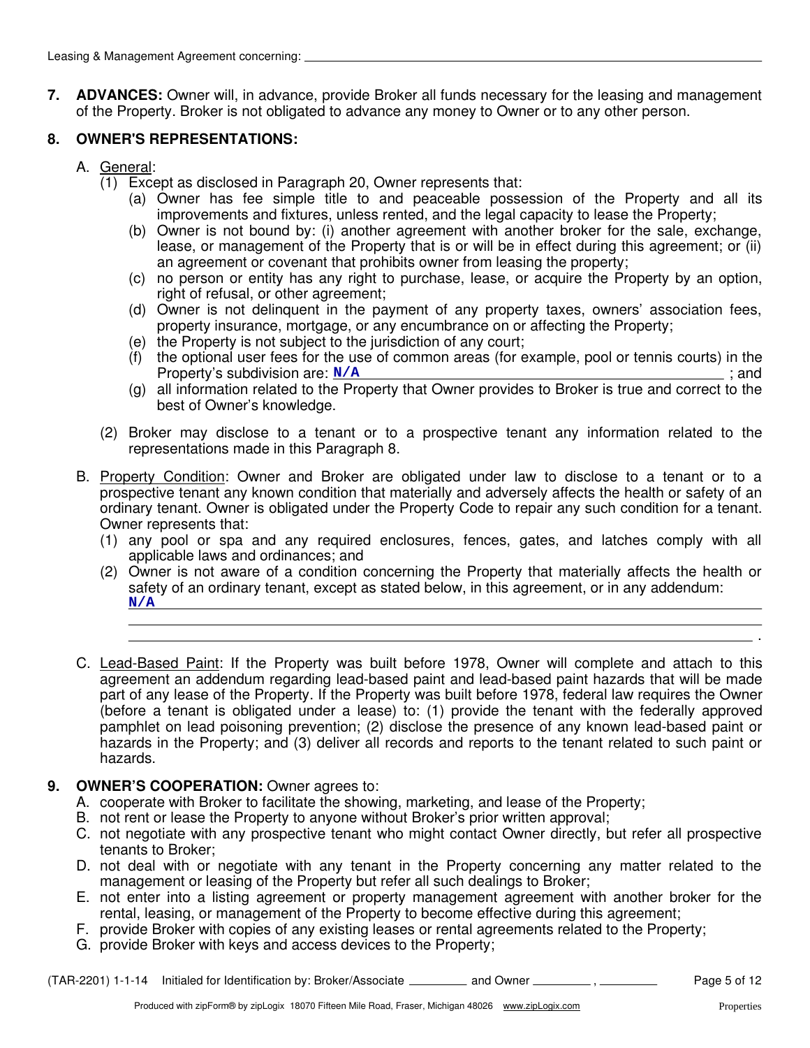**7. ADVANCES:** Owner will, in advance, provide Broker all funds necessary for the leasing and management of the Property. Broker is not obligated to advance any money to Owner or to any other person.

**8. OWNER'S REPRESENTATIONS:**

A. General:

(1) Except as disclosed in Paragraph 20, Owner represents that:

(a) Owner has fee simple title to and peaceable possession of the Property and all its improvements and fixtures, unless rented, and the legal capacity to lease the Property;

(b) Owner is not bound by: (i) another agreement with another broker for the sale, exchange, lease, or management of the Property that is or will be in effect during this agreement; or (ii) an agreement or covenant that prohibits owner from leasing the property;

(c) no person or entity has any right to purchase, lease, or acquire the Property by an option, right of refusal, or other agreement;

(d) Owner is not delinquent in the payment of any property taxes, owners' association fees, property insurance, mortgage, or any encumbrance on or affecting the Property;

(e) the Property is not subject to the jurisdiction of any court;

(f) the optional user fees for the use of common areas (for example, pool or tennis courts) in the Property's subdivision are: **N/A** ; and

(g) all information related to the Property that Owner provides to Broker is true and correct to the best of Owner's knowledge.

(2) Broker may disclose to a tenant or to a prospective tenant any information related to the representations made in this Paragraph 8.

B. Property Condition: Owner and Broker are obligated under law to disclose to a tenant or to a prospective tenant any known condition that materially and adversely affects the health or safety of an ordinary tenant. Owner is obligated under the Property Code to repair any such condition for a tenant. Owner represents that:

(1) any pool or spa and any required enclosures, fences, gates, and latches comply with all applicable laws and ordinances; and

(2) Owner is not aware of a condition concerning the Property that materially affects the health or safety of an ordinary tenant, except as stated below, in this agreement, or in any addendum:
**N/A**

C. Lead-Based Paint: If the Property was built before 1978, Owner will complete and attach to this agreement an addendum regarding lead-based paint and lead-based paint hazards that will be made part of any lease of the Property. If the Property was built before 1978, federal law requires the Owner (before a tenant is obligated under a lease) to: (1) provide the tenant with the federally approved pamphlet on lead poisoning prevention; (2) disclose the presence of any known lead-based paint or hazards in the Property; and (3) deliver all records and reports to the tenant related to such paint or hazards.

**9. OWNER'S COOPERATION:** Owner agrees to:

A. cooperate with Broker to facilitate the showing, marketing, and lease of the Property;

B. not rent or lease the Property to anyone without Broker's prior written approval;

C. not negotiate with any prospective tenant who might contact Owner directly, but refer all prospective tenants to Broker;

D. not deal with or negotiate with any tenant in the Property concerning any matter related to the management or leasing of the Property but refer all such dealings to Broker;

E. not enter into a listing agreement or property management agreement with another broker for the rental, leasing, or management of the Property to become effective during this agreement;

F. provide Broker with copies of any existing leases or rental agreements related to the Property;

G. provide Broker with keys and access devices to the Property;

(TAR-2201) 1-1-14 Initialed for Identification by: Broker/Associate ________ and Owner ________ , ________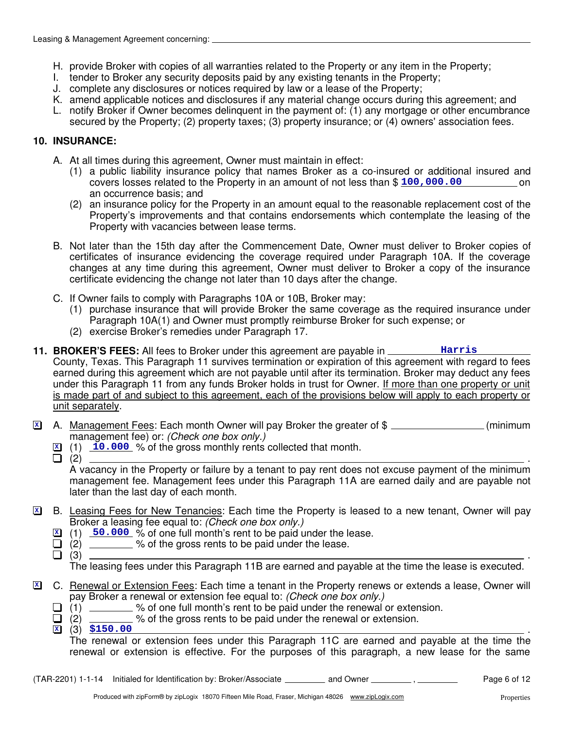H. provide Broker with copies of all warranties related to the Property or any item in the Property;
I. tender to Broker any security deposits paid by any existing tenants in the Property;
J. complete any disclosures or notices required by law or a lease of the Property;
K. amend applicable notices and disclosures if any material change occurs during this agreement; and
L. notify Broker if Owner becomes delinquent in the payment of: (1) any mortgage or other encumbrance secured by the Property; (2) property taxes; (3) property insurance; or (4) owners' association fees.

**10. INSURANCE:**

A. At all times during this agreement, Owner must maintain in effect:
(1) a public liability insurance policy that names Broker as a co-insured or additional insured and covers losses related to the Property in an amount of not less than $ **100,000.00** on an occurrence basis; and
(2) an insurance policy for the Property in an amount equal to the reasonable replacement cost of the Property's improvements and that contains endorsements which contemplate the leasing of the Property with vacancies between lease terms.

B. Not later than the 15th day after the Commencement Date, Owner must deliver to Broker copies of certificates of insurance evidencing the coverage required under Paragraph 10A. If the coverage changes at any time during this agreement, Owner must deliver to Broker a copy of the insurance certificate evidencing the change not later than 10 days after the change.

C. If Owner fails to comply with Paragraphs 10A or 10B, Broker may:
(1) purchase insurance that will provide Broker the same coverage as the required insurance under Paragraph 10A(1) and Owner must promptly reimburse Broker for such expense; or
(2) exercise Broker's remedies under Paragraph 17.

**11. BROKER'S FEES:** All fees to Broker under this agreement are payable in **Harris** County, Texas. This Paragraph 11 survives termination or expiration of this agreement with regard to fees earned during this agreement which are not payable until after its termination. Broker may deduct any fees under this Paragraph 11 from any funds Broker holds in trust for Owner. If more than one property or unit is made part of and subject to this agreement, each of the provisions below will apply to each property or unit separately.

[X] A. Management Fees: Each month Owner will pay Broker the greater of $ ________ (minimum management fee) or: *(Check one box only.)*
[X] (1) **10.000** % of the gross monthly rents collected that month.
[ ] (2) ________________________________________.
A vacancy in the Property or failure by a tenant to pay rent does not excuse payment of the minimum management fee. Management fees under this Paragraph 11A are earned daily and are payable not later than the last day of each month.

[X] B. Leasing Fees for New Tenancies: Each time the Property is leased to a new tenant, Owner will pay Broker a leasing fee equal to: *(Check one box only.)*
[X] (1) **50.000** % of one full month's rent to be paid under the lease.
[ ] (2) ________ % of the gross rents to be paid under the lease.
[ ] (3) ________________________________________.
The leasing fees under this Paragraph 11B are earned and payable at the time the lease is executed.

[X] C. Renewal or Extension Fees: Each time a tenant in the Property renews or extends a lease, Owner will pay Broker a renewal or extension fee equal to: *(Check one box only.)*
[ ] (1) ________ % of one full month's rent to be paid under the renewal or extension.
[ ] (2) ________ % of the gross rents to be paid under the renewal or extension.
[X] (3) **$150.00** .
The renewal or extension fees under this Paragraph 11C are earned and payable at the time the renewal or extension is effective. For the purposes of this paragraph, a new lease for the same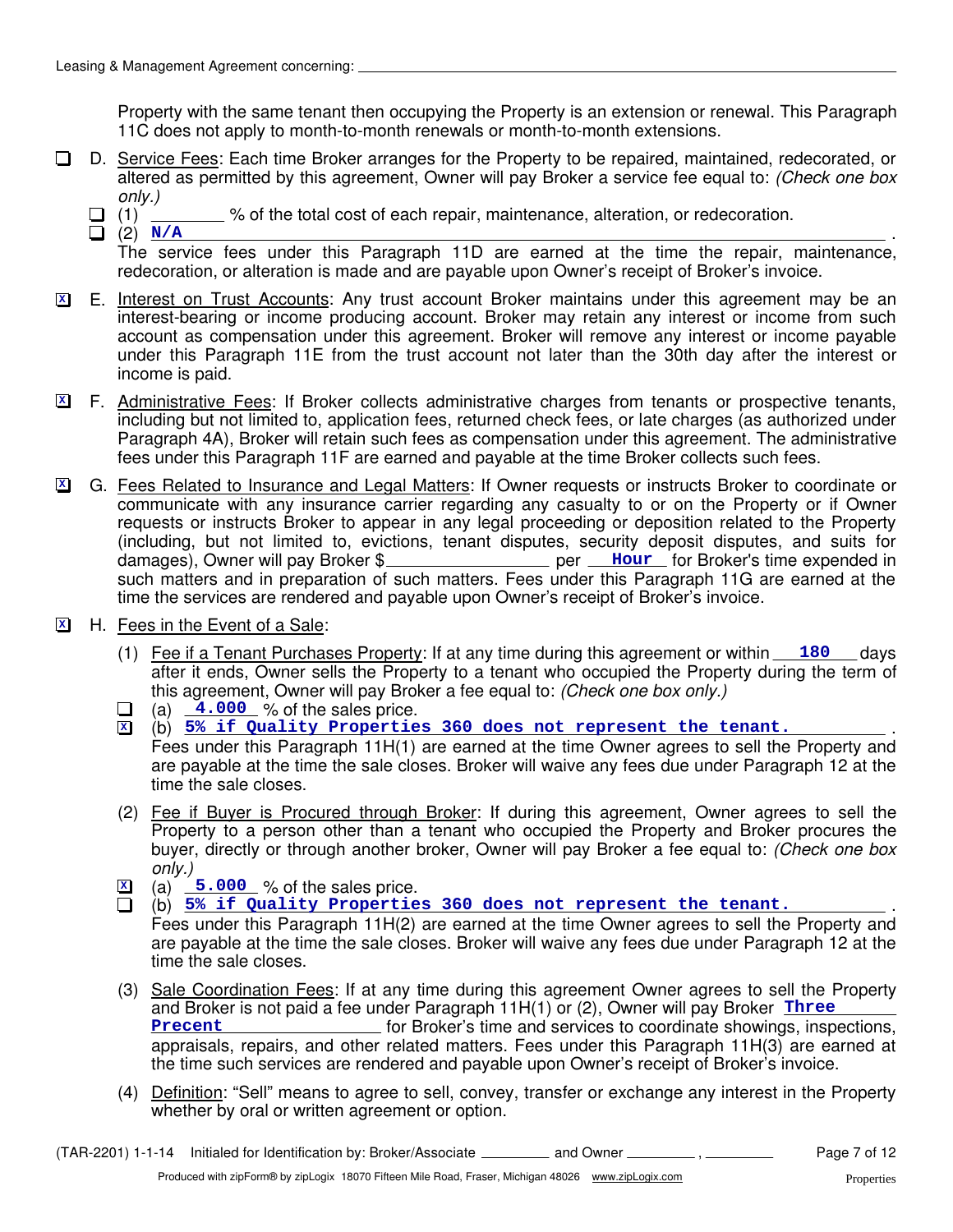Property with the same tenant then occupying the Property is an extension or renewal. This Paragraph 11C does not apply to month-to-month renewals or month-to-month extensions.

☐ D. Service Fees: Each time Broker arranges for the Property to be repaired, maintained, redecorated, or altered as permitted by this agreement, Owner will pay Broker a service fee equal to: *(Check one box only.)*

☐ (1) ________ % of the total cost of each repair, maintenance, alteration, or redecoration.

☐ (2) **N/A** .

The service fees under this Paragraph 11D are earned at the time the repair, maintenance, redecoration, or alteration is made and are payable upon Owner's receipt of Broker's invoice.

☒ E. Interest on Trust Accounts: Any trust account Broker maintains under this agreement may be an interest-bearing or income producing account. Broker may retain any interest or income from such account as compensation under this agreement. Broker will remove any interest or income payable under this Paragraph 11E from the trust account not later than the 30th day after the interest or income is paid.

☒ F. Administrative Fees: If Broker collects administrative charges from tenants or prospective tenants, including but not limited to, application fees, returned check fees, or late charges (as authorized under Paragraph 4A), Broker will retain such fees as compensation under this agreement. The administrative fees under this Paragraph 11F are earned and payable at the time Broker collects such fees.

☒ G. Fees Related to Insurance and Legal Matters: If Owner requests or instructs Broker to coordinate or communicate with any insurance carrier regarding any casualty to or on the Property or if Owner requests or instructs Broker to appear in any legal proceeding or deposition related to the Property (including, but not limited to, evictions, tenant disputes, security deposit disputes, and suits for damages), Owner will pay Broker $________________ per **Hour** for Broker's time expended in such matters and in preparation of such matters. Fees under this Paragraph 11G are earned at the time the services are rendered and payable upon Owner's receipt of Broker's invoice.

☒ H. Fees in the Event of a Sale:

(1) Fee if a Tenant Purchases Property: If at any time during this agreement or within **180** days after it ends, Owner sells the Property to a tenant who occupied the Property during the term of this agreement, Owner will pay Broker a fee equal to: *(Check one box only.)*

☐ (a) **4.000** % of the sales price.

☒ (b) **5% if Quality Properties 360 does not represent the tenant.** .

Fees under this Paragraph 11H(1) are earned at the time Owner agrees to sell the Property and are payable at the time the sale closes. Broker will waive any fees due under Paragraph 12 at the time the sale closes.

(2) Fee if Buyer is Procured through Broker: If during this agreement, Owner agrees to sell the Property to a person other than a tenant who occupied the Property and Broker procures the buyer, directly or through another broker, Owner will pay Broker a fee equal to: *(Check one box only.)*

☒ (a) **5.000** % of the sales price.

☐ (b) **5% if Quality Properties 360 does not represent the tenant.** .

Fees under this Paragraph 11H(2) are earned at the time Owner agrees to sell the Property and are payable at the time the sale closes. Broker will waive any fees due under Paragraph 12 at the time the sale closes.

(3) Sale Coordination Fees: If at any time during this agreement Owner agrees to sell the Property and Broker is not paid a fee under Paragraph 11H(1) or (2), Owner will pay Broker **Three Precent** for Broker's time and services to coordinate showings, inspections, appraisals, repairs, and other related matters. Fees under this Paragraph 11H(3) are earned at the time such services are rendered and payable upon Owner's receipt of Broker's invoice.

(4) Definition: "Sell" means to agree to sell, convey, transfer or exchange any interest in the Property whether by oral or written agreement or option.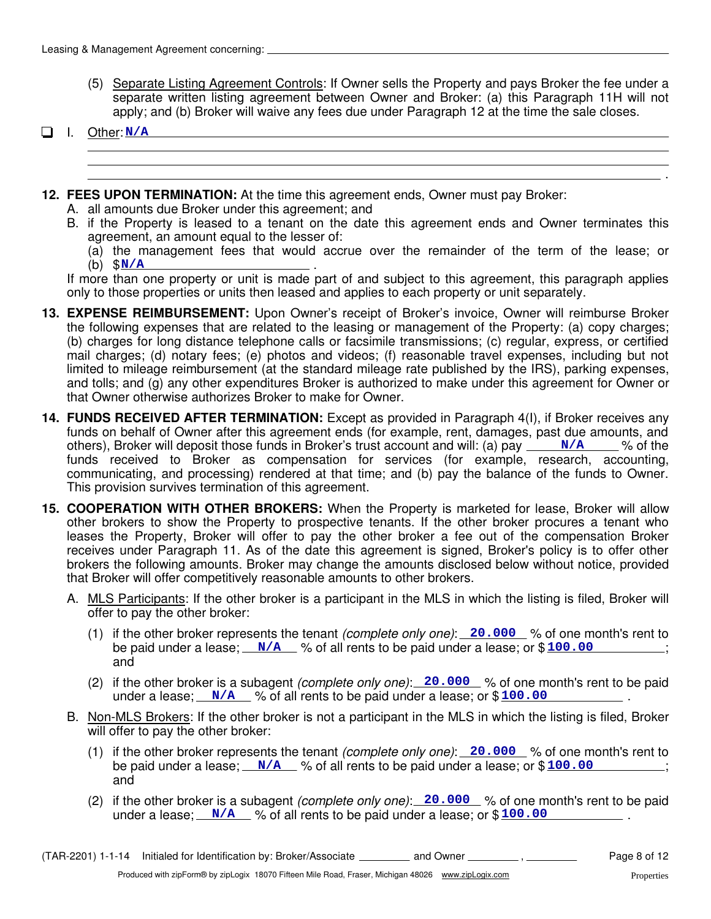(5) Separate Listing Agreement Controls: If Owner sells the Property and pays Broker the fee under a separate written listing agreement between Owner and Broker: (a) this Paragraph 11H will not apply; and (b) Broker will waive any fees due under Paragraph 12 at the time the sale closes.

☐ I. Other: **N/A**

**12. FEES UPON TERMINATION:** At the time this agreement ends, Owner must pay Broker:

A. all amounts due Broker under this agreement; and

B. if the Property is leased to a tenant on the date this agreement ends and Owner terminates this agreement, an amount equal to the lesser of:

(a) the management fees that would accrue over the remainder of the term of the lease; or

(b) $ **N/A** .

If more than one property or unit is made part of and subject to this agreement, this paragraph applies only to those properties or units then leased and applies to each property or unit separately.

**13. EXPENSE REIMBURSEMENT:** Upon Owner's receipt of Broker's invoice, Owner will reimburse Broker the following expenses that are related to the leasing or management of the Property: (a) copy charges; (b) charges for long distance telephone calls or facsimile transmissions; (c) regular, express, or certified mail charges; (d) notary fees; (e) photos and videos; (f) reasonable travel expenses, including but not limited to mileage reimbursement (at the standard mileage rate published by the IRS), parking expenses, and tolls; and (g) any other expenditures Broker is authorized to make under this agreement for Owner or that Owner otherwise authorizes Broker to make for Owner.

**14. FUNDS RECEIVED AFTER TERMINATION:** Except as provided in Paragraph 4(I), if Broker receives any funds on behalf of Owner after this agreement ends (for example, rent, damages, past due amounts, and others), Broker will deposit those funds in Broker's trust account and will: (a) pay **N/A** % of the funds received to Broker as compensation for services (for example, research, accounting, communicating, and processing) rendered at that time; and (b) pay the balance of the funds to Owner. This provision survives termination of this agreement.

**15. COOPERATION WITH OTHER BROKERS:** When the Property is marketed for lease, Broker will allow other brokers to show the Property to prospective tenants. If the other broker procures a tenant who leases the Property, Broker will offer to pay the other broker a fee out of the compensation Broker receives under Paragraph 11. As of the date this agreement is signed, Broker's policy is to offer other brokers the following amounts. Broker may change the amounts disclosed below without notice, provided that Broker will offer competitively reasonable amounts to other brokers.

A. MLS Participants: If the other broker is a participant in the MLS in which the listing is filed, Broker will offer to pay the other broker:

(1) if the other broker represents the tenant *(complete only one)*: **20.000** % of one month's rent to be paid under a lease; **N/A** % of all rents to be paid under a lease; or $ **100.00** ; and

(2) if the other broker is a subagent *(complete only one)*: **20.000** % of one month's rent to be paid under a lease; **N/A** % of all rents to be paid under a lease; or $ **100.00** .

B. Non-MLS Brokers: If the other broker is not a participant in the MLS in which the listing is filed, Broker will offer to pay the other broker:

(1) if the other broker represents the tenant *(complete only one)*: **20.000** % of one month's rent to be paid under a lease; **N/A** % of all rents to be paid under a lease; or $ **100.00** ; and

(2) if the other broker is a subagent *(complete only one)*: **20.000** % of one month's rent to be paid under a lease; **N/A** % of all rents to be paid under a lease; or $ **100.00** .

(TAR-2201) 1-1-14 Initialed for Identification by: Broker/Associate ________ and Owner ________ , ________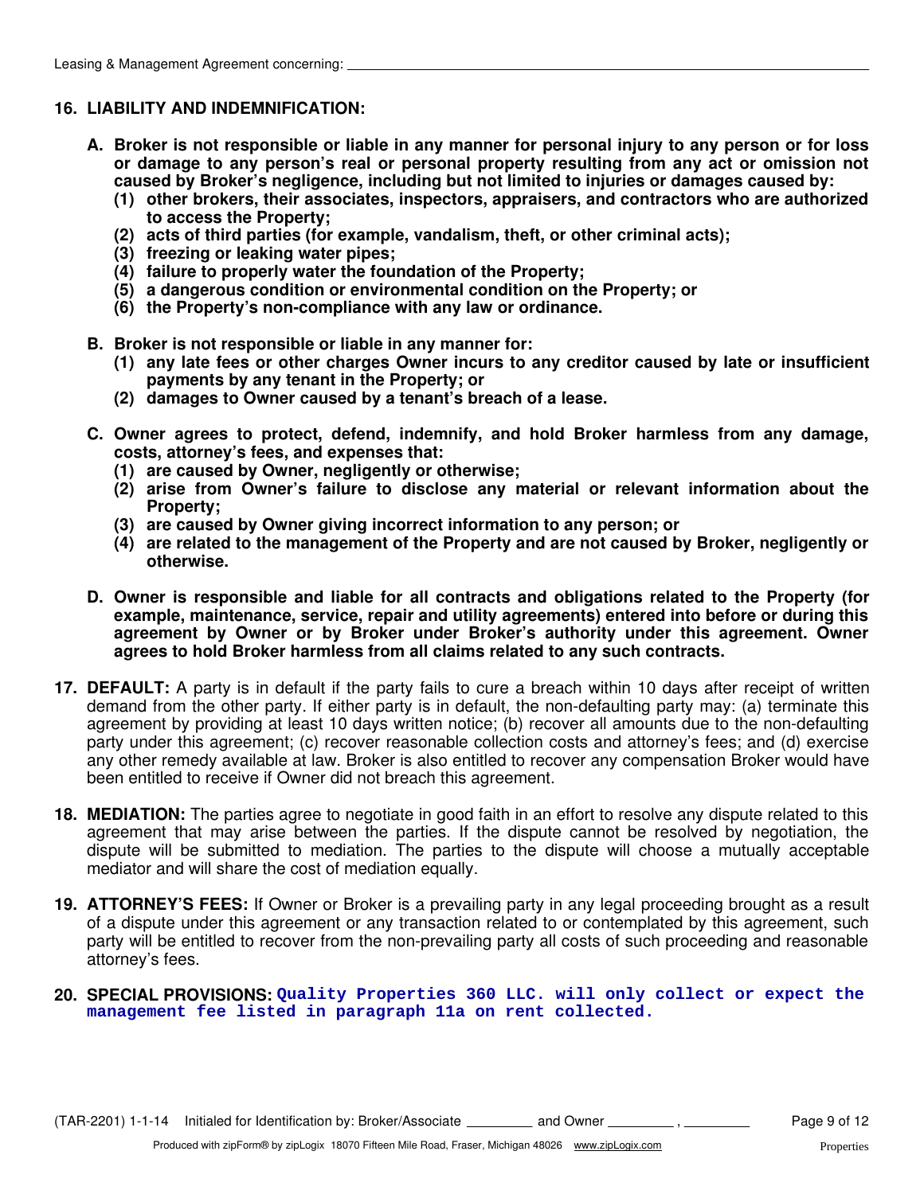## 16. LIABILITY AND INDEMNIFICATION:

**A. Broker is not responsible or liable in any manner for personal injury to any person or for loss or damage to any person's real or personal property resulting from any act or omission not caused by Broker's negligence, including but not limited to injuries or damages caused by:**

**(1) other brokers, their associates, inspectors, appraisers, and contractors who are authorized to access the Property;**
**(2) acts of third parties (for example, vandalism, theft, or other criminal acts);**
**(3) freezing or leaking water pipes;**
**(4) failure to properly water the foundation of the Property;**
**(5) a dangerous condition or environmental condition on the Property; or**
**(6) the Property's non-compliance with any law or ordinance.**

**B. Broker is not responsible or liable in any manner for:**

**(1) any late fees or other charges Owner incurs to any creditor caused by late or insufficient payments by any tenant in the Property; or**
**(2) damages to Owner caused by a tenant's breach of a lease.**

**C. Owner agrees to protect, defend, indemnify, and hold Broker harmless from any damage, costs, attorney's fees, and expenses that:**

**(1) are caused by Owner, negligently or otherwise;**
**(2) arise from Owner's failure to disclose any material or relevant information about the Property;**
**(3) are caused by Owner giving incorrect information to any person; or**
**(4) are related to the management of the Property and are not caused by Broker, negligently or otherwise.**

**D. Owner is responsible and liable for all contracts and obligations related to the Property (for example, maintenance, service, repair and utility agreements) entered into before or during this agreement by Owner or by Broker under Broker's authority under this agreement. Owner agrees to hold Broker harmless from all claims related to any such contracts.**

**17. DEFAULT:** A party is in default if the party fails to cure a breach within 10 days after receipt of written demand from the other party. If either party is in default, the non-defaulting party may: (a) terminate this agreement by providing at least 10 days written notice; (b) recover all amounts due to the non-defaulting party under this agreement; (c) recover reasonable collection costs and attorney's fees; and (d) exercise any other remedy available at law. Broker is also entitled to recover any compensation Broker would have been entitled to receive if Owner did not breach this agreement.

**18. MEDIATION:** The parties agree to negotiate in good faith in an effort to resolve any dispute related to this agreement that may arise between the parties. If the dispute cannot be resolved by negotiation, the dispute will be submitted to mediation. The parties to the dispute will choose a mutually acceptable mediator and will share the cost of mediation equally.

**19. ATTORNEY'S FEES:** If Owner or Broker is a prevailing party in any legal proceeding brought as a result of a dispute under this agreement or any transaction related to or contemplated by this agreement, such party will be entitled to recover from the non-prevailing party all costs of such proceeding and reasonable attorney's fees.

**20. SPECIAL PROVISIONS:** Quality Properties 360 LLC. will only collect or expect the management fee listed in paragraph 11a on rent collected.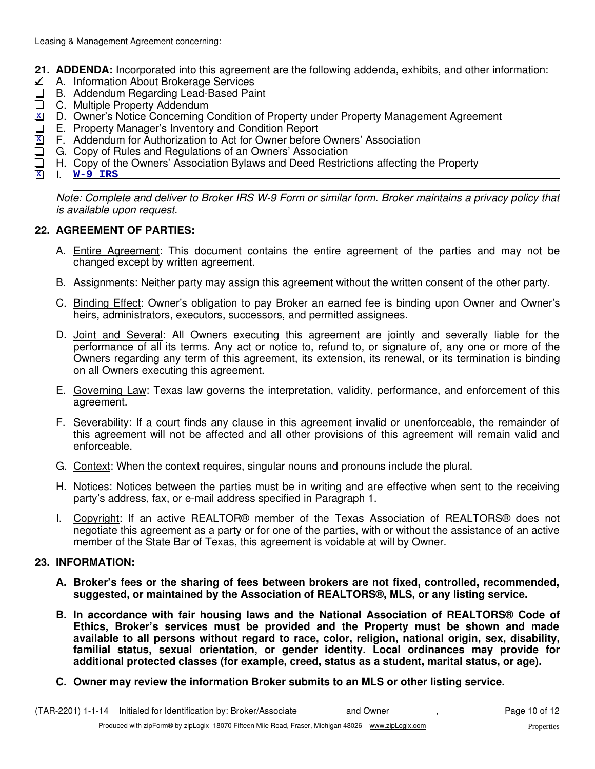Leasing & Management Agreement concerning: ______________________________

**21. ADDENDA:** Incorporated into this agreement are the following addenda, exhibits, and other information:

- ☑ A. Information About Brokerage Services
- ☐ B. Addendum Regarding Lead-Based Paint
- ☐ C. Multiple Property Addendum
- ☒ D. Owner's Notice Concerning Condition of Property under Property Management Agreement
- ☐ E. Property Manager's Inventory and Condition Report
- ☒ F. Addendum for Authorization to Act for Owner before Owners' Association
- ☐ G. Copy of Rules and Regulations of an Owners' Association
- ☐ H. Copy of the Owners' Association Bylaws and Deed Restrictions affecting the Property
- ☒ I. W-9 IRS

*Note: Complete and deliver to Broker IRS W-9 Form or similar form. Broker maintains a privacy policy that is available upon request.*

**22. AGREEMENT OF PARTIES:**

A. Entire Agreement: This document contains the entire agreement of the parties and may not be changed except by written agreement.

B. Assignments: Neither party may assign this agreement without the written consent of the other party.

C. Binding Effect: Owner's obligation to pay Broker an earned fee is binding upon Owner and Owner's heirs, administrators, executors, successors, and permitted assignees.

D. Joint and Several: All Owners executing this agreement are jointly and severally liable for the performance of all its terms. Any act or notice to, refund to, or signature of, any one or more of the Owners regarding any term of this agreement, its extension, its renewal, or its termination is binding on all Owners executing this agreement.

E. Governing Law: Texas law governs the interpretation, validity, performance, and enforcement of this agreement.

F. Severability: If a court finds any clause in this agreement invalid or unenforceable, the remainder of this agreement will not be affected and all other provisions of this agreement will remain valid and enforceable.

G. Context: When the context requires, singular nouns and pronouns include the plural.

H. Notices: Notices between the parties must be in writing and are effective when sent to the receiving party's address, fax, or e-mail address specified in Paragraph 1.

I. Copyright: If an active REALTOR® member of the Texas Association of REALTORS® does not negotiate this agreement as a party or for one of the parties, with or without the assistance of an active member of the State Bar of Texas, this agreement is voidable at will by Owner.

**23. INFORMATION:**

**A. Broker's fees or the sharing of fees between brokers are not fixed, controlled, recommended, suggested, or maintained by the Association of REALTORS®, MLS, or any listing service.**

**B. In accordance with fair housing laws and the National Association of REALTORS® Code of Ethics, Broker's services must be provided and the Property must be shown and made available to all persons without regard to race, color, religion, national origin, sex, disability, familial status, sexual orientation, or gender identity. Local ordinances may provide for additional protected classes (for example, creed, status as a student, marital status, or age).**

**C. Owner may review the information Broker submits to an MLS or other listing service.**

(TAR-2201) 1-1-14 Initialed for Identification by: Broker/Associate ________ and Owner ________ , ________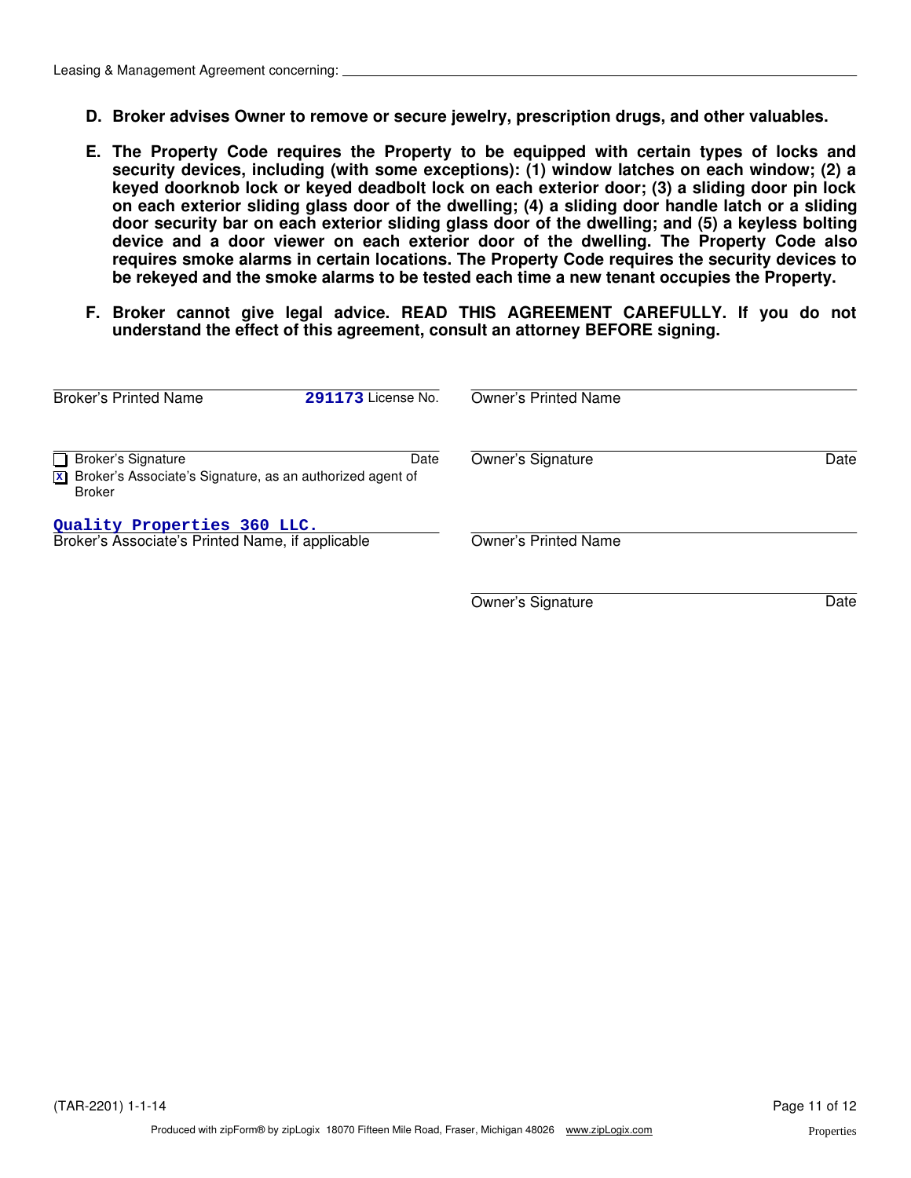Leasing & Management Agreement concerning: ______________________________

**D. Broker advises Owner to remove or secure jewelry, prescription drugs, and other valuables.**

**E. The Property Code requires the Property to be equipped with certain types of locks and security devices, including (with some exceptions): (1) window latches on each window; (2) a keyed doorknob lock or keyed deadbolt lock on each exterior door; (3) a sliding door pin lock on each exterior sliding glass door of the dwelling; (4) a sliding door handle latch or a sliding door security bar on each exterior sliding glass door of the dwelling; and (5) a keyless bolting device and a door viewer on each exterior door of the dwelling. The Property Code also requires smoke alarms in certain locations. The Property Code requires the security devices to be rekeyed and the smoke alarms to be tested each time a new tenant occupies the Property.**

**F. Broker cannot give legal advice. READ THIS AGREEMENT CAREFULLY. If you do not understand the effect of this agreement, consult an attorney BEFORE signing.**

| | |
|---|---|
| Broker's Printed Name — 291173 License No. | Owner's Printed Name |
| ☐ Broker's Signature — Date | Owner's Signature — Date |
| ☒ Broker's Associate's Signature, as an authorized agent of Broker | |
| Quality Properties 360 LLC. | |
| Broker's Associate's Printed Name, if applicable | Owner's Printed Name |
| | Owner's Signature — Date |

(TAR-2201) 1-1-14

Produced with zipForm® by zipLogix 18070 Fifteen Mile Road, Fraser, Michigan 48026 www.zipLogix.com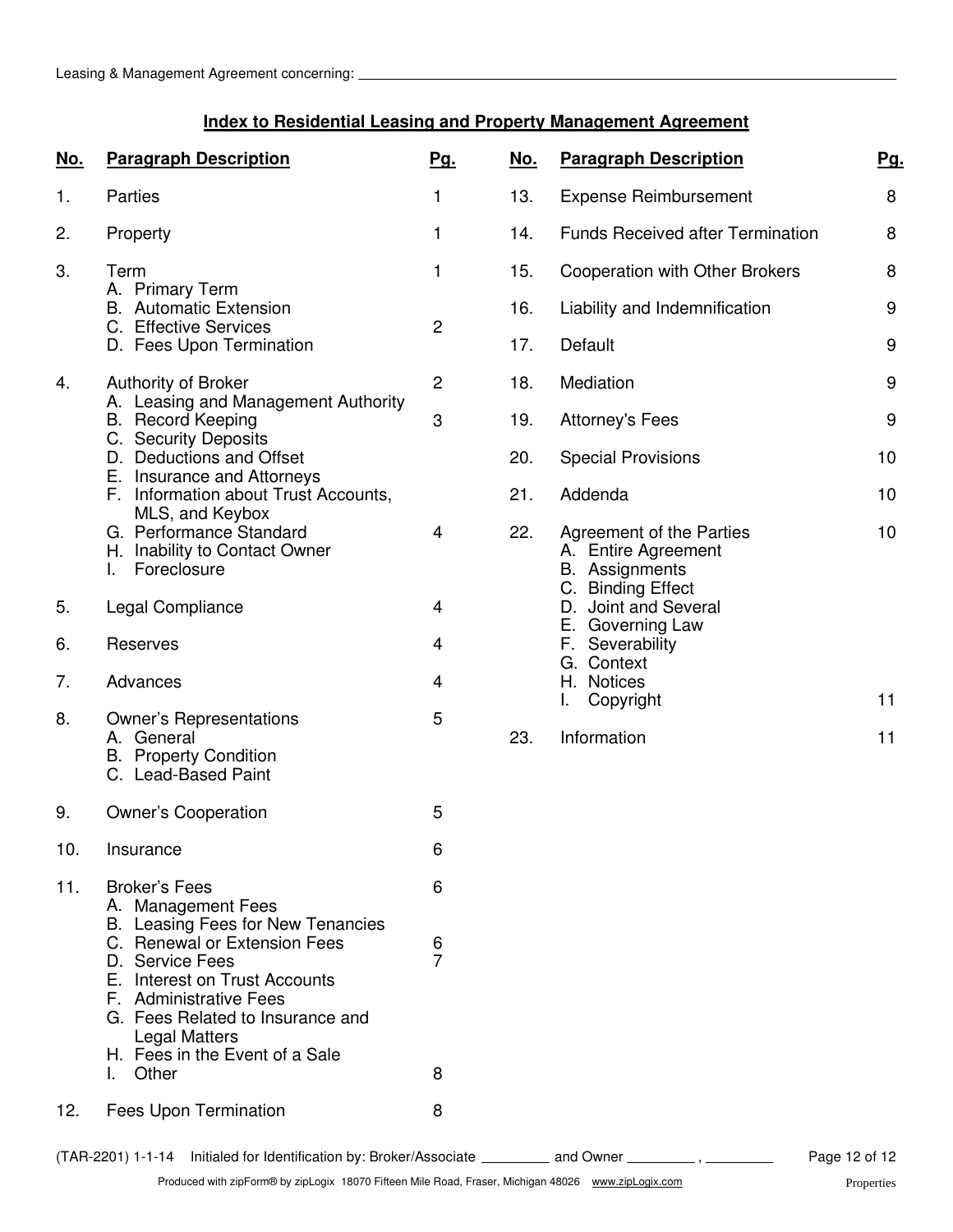Leasing & Management Agreement concerning: ___

## Index to Residential Leasing and Property Management Agreement

| No. | Paragraph Description | Pg. |
|---|---|---|
| 1. | Parties | 1 |
| 2. | Property | 1 |
| 3. | Term | 1 |
| | A. Primary Term | |
| | B. Automatic Extension | |
| | C. Effective Services | 2 |
| | D. Fees Upon Termination | |
| 4. | Authority of Broker | 2 |
| | A. Leasing and Management Authority | |
| | B. Record Keeping | 3 |
| | C. Security Deposits | |
| | D. Deductions and Offset | |
| | E. Insurance and Attorneys | |
| | F. Information about Trust Accounts, MLS, and Keybox | |
| | G. Performance Standard | 4 |
| | H. Inability to Contact Owner | |
| | I. Foreclosure | |
| 5. | Legal Compliance | 4 |
| 6. | Reserves | 4 |
| 7. | Advances | 4 |
| 8. | Owner's Representations | 5 |
| | A. General | |
| | B. Property Condition | |
| | C. Lead-Based Paint | |
| 9. | Owner's Cooperation | 5 |
| 10. | Insurance | 6 |
| 11. | Broker's Fees | 6 |
| | A. Management Fees | |
| | B. Leasing Fees for New Tenancies | |
| | C. Renewal or Extension Fees | 6 |
| | D. Service Fees | 7 |
| | E. Interest on Trust Accounts | |
| | F. Administrative Fees | |
| | G. Fees Related to Insurance and Legal Matters | |
| | H. Fees in the Event of a Sale | |
| | I. Other | 8 |
| 12. | Fees Upon Termination | 8 |
| 13. | Expense Reimbursement | 8 |
| 14. | Funds Received after Termination | 8 |
| 15. | Cooperation with Other Brokers | 8 |
| 16. | Liability and Indemnification | 9 |
| 17. | Default | 9 |
| 18. | Mediation | 9 |
| 19. | Attorney's Fees | 9 |
| 20. | Special Provisions | 10 |
| 21. | Addenda | 10 |
| 22. | Agreement of the Parties | 10 |
| | A. Entire Agreement | |
| | B. Assignments | |
| | C. Binding Effect | |
| | D. Joint and Several | |
| | E. Governing Law | |
| | F. Severability | |
| | G. Context | |
| | H. Notices | |
| | I. Copyright | 11 |
| 23. | Information | 11 |

(TAR-2201) 1-1-14 Initialed for Identification by: Broker/Associate ________ and Owner ________ , ________